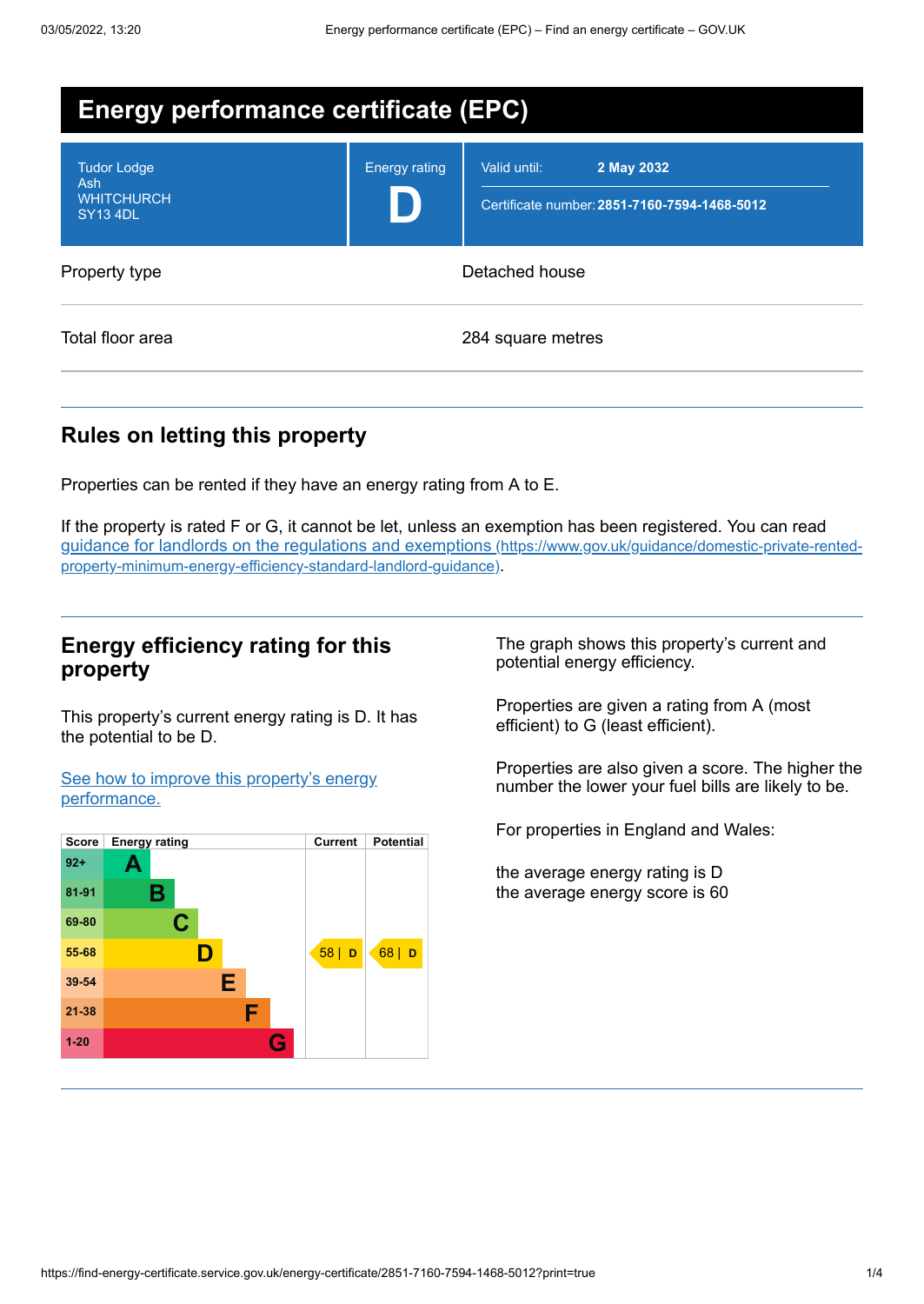# Energy performance certificate (EPC)

| | | |
|---|---|---|
| Tudor Lodge<br>Ash<br>WHITCHURCH<br>SY13 4DL | Energy rating<br>**D** | Valid until: **2 May 2032**<br>Certificate number: **2851-7160-7594-1468-5012** |

| | |
|---|---|
| Property type | Detached house |
| Total floor area | 284 square metres |

## Rules on letting this property

Properties can be rented if they have an energy rating from A to E.

If the property is rated F or G, it cannot be let, unless an exemption has been registered. You can read [guidance for landlords on the regulations and exemptions (https://www.gov.uk/guidance/domestic-private-rented-property-minimum-energy-efficiency-standard-landlord-guidance)](https://www.gov.uk/guidance/domestic-private-rented-property-minimum-energy-efficiency-standard-landlord-guidance).

## Energy efficiency rating for this property

This property's current energy rating is D. It has the potential to be D.

[See how to improve this property's energy performance.]()

| Score | Energy rating | Current | Potential |
|---|---|---|---|
| 92+ | A | | |
| 81-91 | B | | |
| 69-80 | C | | |
| 55-68 | D | 58 \| D | 68 \| D |
| 39-54 | E | | |
| 21-38 | F | | |
| 1-20 | G | | |

The graph shows this property's current and potential energy efficiency.

Properties are given a rating from A (most efficient) to G (least efficient).

Properties are also given a score. The higher the number the lower your fuel bills are likely to be.

For properties in England and Wales:

the average energy rating is D
the average energy score is 60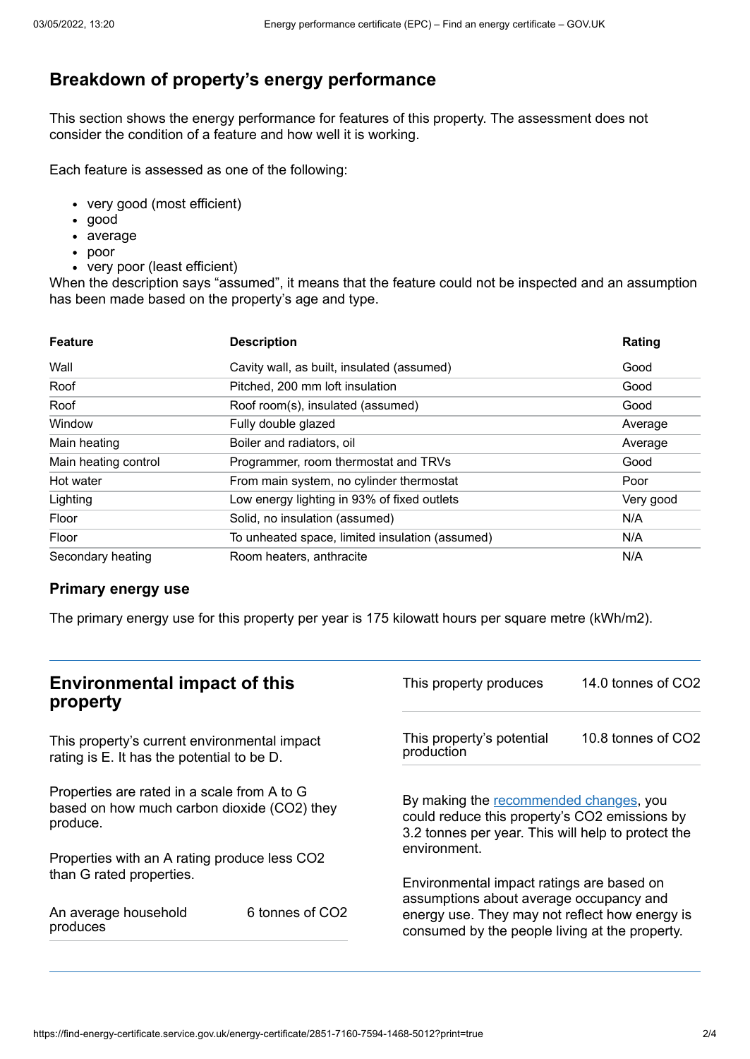## Breakdown of property's energy performance

This section shows the energy performance for features of this property. The assessment does not consider the condition of a feature and how well it is working.

Each feature is assessed as one of the following:

- very good (most efficient)
- good
- average
- poor
- very poor (least efficient)

When the description says "assumed", it means that the feature could not be inspected and an assumption has been made based on the property's age and type.

| Feature | Description | Rating |
|---|---|---|
| Wall | Cavity wall, as built, insulated (assumed) | Good |
| Roof | Pitched, 200 mm loft insulation | Good |
| Roof | Roof room(s), insulated (assumed) | Good |
| Window | Fully double glazed | Average |
| Main heating | Boiler and radiators, oil | Average |
| Main heating control | Programmer, room thermostat and TRVs | Good |
| Hot water | From main system, no cylinder thermostat | Poor |
| Lighting | Low energy lighting in 93% of fixed outlets | Very good |
| Floor | Solid, no insulation (assumed) | N/A |
| Floor | To unheated space, limited insulation (assumed) | N/A |
| Secondary heating | Room heaters, anthracite | N/A |

### Primary energy use

The primary energy use for this property per year is 175 kilowatt hours per square metre (kWh/m2).

## Environmental impact of this property

This property's current environmental impact rating is E. It has the potential to be D.

Properties are rated in a scale from A to G based on how much carbon dioxide ($CO_2$) they produce.

Properties with an A rating produce less $CO_2$ than G rated properties.

| | |
|---|---|
| An average household produces | 6 tonnes of $CO_2$ |
| This property produces | 14.0 tonnes of $CO_2$ |
| This property's potential production | 10.8 tonnes of $CO_2$ |

By making the recommended changes, you could reduce this property's $CO_2$ emissions by 3.2 tonnes per year. This will help to protect the environment.

Environmental impact ratings are based on assumptions about average occupancy and energy use. They may not reflect how energy is consumed by the people living at the property.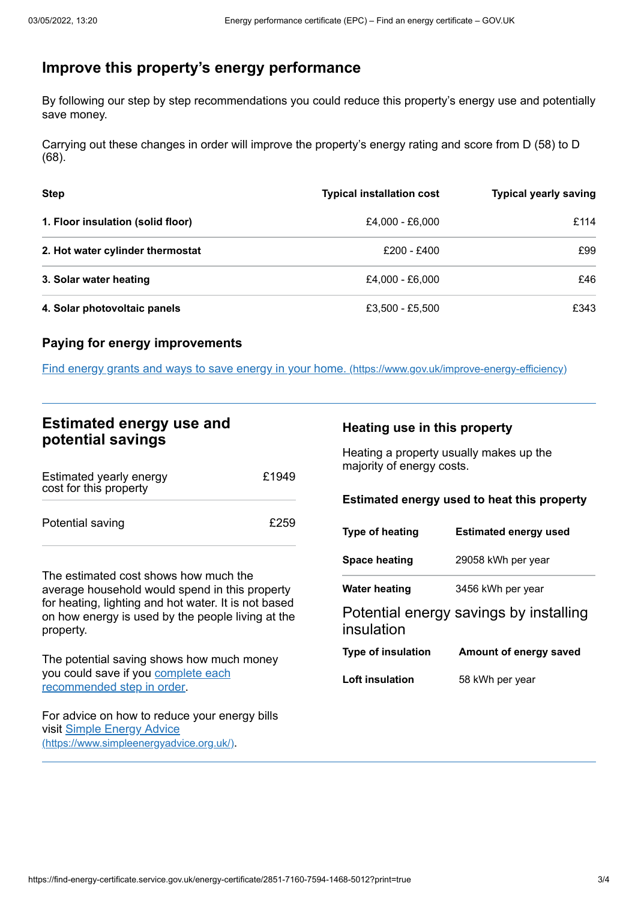## Improve this property's energy performance

By following our step by step recommendations you could reduce this property's energy use and potentially save money.

Carrying out these changes in order will improve the property's energy rating and score from D (58) to D (68).

| Step | Typical installation cost | Typical yearly saving |
| --- | --- | --- |
| **1. Floor insulation (solid floor)** | £4,000 - £6,000 | £114 |
| **2. Hot water cylinder thermostat** | £200 - £400 | £99 |
| **3. Solar water heating** | £4,000 - £6,000 | £46 |
| **4. Solar photovoltaic panels** | £3,500 - £5,500 | £343 |

### Paying for energy improvements

[Find energy grants and ways to save energy in your home. (https://www.gov.uk/improve-energy-efficiency)](https://www.gov.uk/improve-energy-efficiency)

## Estimated energy use and potential savings

| | |
| --- | --- |
| Estimated yearly energy cost for this property | £1949 |
| Potential saving | £259 |

The estimated cost shows how much the average household would spend in this property for heating, lighting and hot water. It is not based on how energy is used by the people living at the property.

The potential saving shows how much money you could save if you complete each recommended step in order.

For advice on how to reduce your energy bills visit [Simple Energy Advice (https://www.simpleenergyadvice.org.uk/)](https://www.simpleenergyadvice.org.uk/).

### Heating use in this property

Heating a property usually makes up the majority of energy costs.

#### Estimated energy used to heat this property

| Type of heating | Estimated energy used |
| --- | --- |
| **Space heating** | 29058 kWh per year |
| **Water heating** | 3456 kWh per year |

#### Potential energy savings by installing insulation

| Type of insulation | Amount of energy saved |
| --- | --- |
| **Loft insulation** | 58 kWh per year |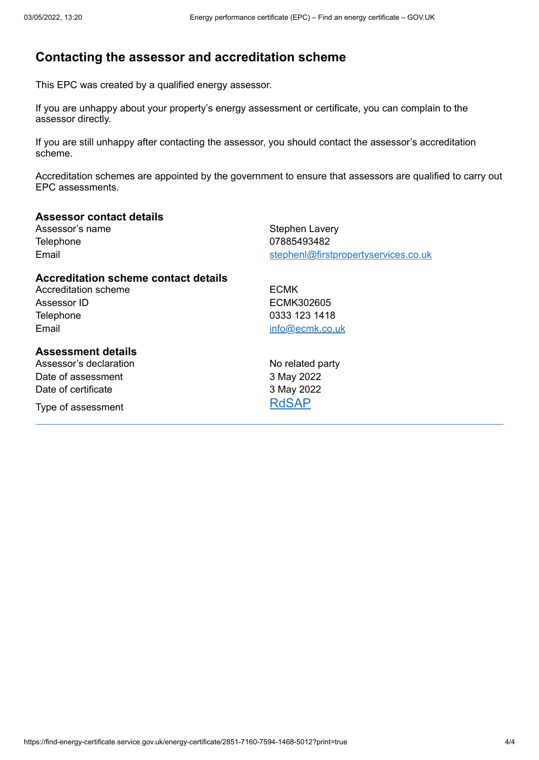## Contacting the assessor and accreditation scheme

This EPC was created by a qualified energy assessor.

If you are unhappy about your property's energy assessment or certificate, you can complain to the assessor directly.

If you are still unhappy after contacting the assessor, you should contact the assessor's accreditation scheme.

Accreditation schemes are appointed by the government to ensure that assessors are qualified to carry out EPC assessments.

### Assessor contact details

| | |
|---|---|
| Assessor's name | Stephen Lavery |
| Telephone | 07885493482 |
| Email | stephenl@firstpropertyservices.co.uk |

### Accreditation scheme contact details

| | |
|---|---|
| Accreditation scheme | ECMK |
| Assessor ID | ECMK302605 |
| Telephone | 0333 123 1418 |
| Email | info@ecmk.co.uk |

### Assessment details

| | |
|---|---|
| Assessor's declaration | No related party |
| Date of assessment | 3 May 2022 |
| Date of certificate | 3 May 2022 |
| Type of assessment | RdSAP |